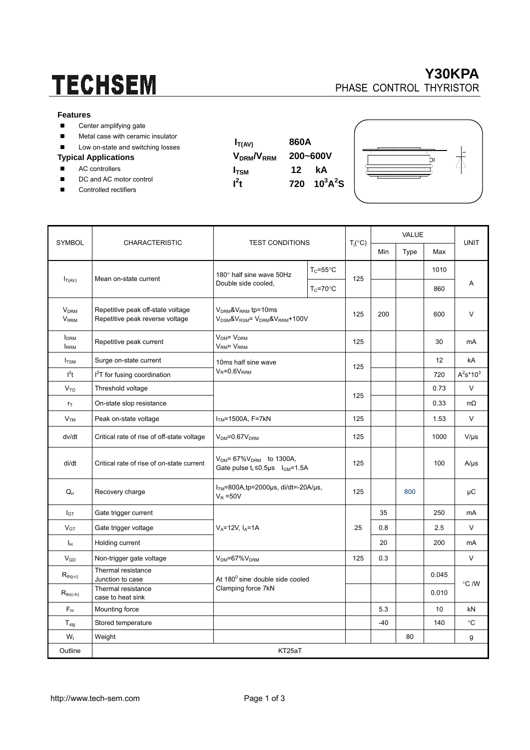# TECHSEM

## Y30KPA
PHASE CONTROL THYRISTOR

### Features

- Center amplifying gate
- Metal case with ceramic insulator
- Low on-state and switching losses

### Typical Applications

- AC controllers
- DC and AC motor control
- Controlled rectifiers

| | |
|---|---|
| $I_{T(AV)}$ | 860A |
| $V_{DRM}/V_{RRM}$ | 200~600V |
| $I_{TSM}$ | 12 kA |
| $I^2t$ | 720 $10^3A^2S$ |

| SYMBOL | CHARACTERISTIC | TEST CONDITIONS | | $T_j$(°C) | VALUE | | | UNIT |
|---|---|---|---|---|---|---|---|---|
| | | | | | Min | Type | Max | |
| $I_{T(AV)}$ | Mean on-state current | 180° half sine wave 50Hz Double side cooled, | $T_C$=55°C | 125 | | | 1010 | A |
| | | | $T_C$=70°C | | | | 860 | |
| $V_{DRM}$ $V_{RRM}$ | Repetitive peak off-state voltage Repetitive peak reverse voltage | $V_{DRM}$&$V_{RRM}$ tp=10ms $V_{DSM}$&$V_{RSM}$= $V_{DRM}$&$V_{RRM}$+100V | | 125 | 200 | | 600 | V |
| $I_{DRM}$ $I_{RRM}$ | Repetitive peak current | $V_{DM}$= $V_{DRM}$ $V_{RM}$= $V_{RRM}$ | | 125 | | | 30 | mA |
| $I_{TSM}$ | Surge on-state current | 10ms half sine wave $V_R$=0.6$V_{RRM}$ | | 125 | | | 12 | kA |
| $I^2t$ | $I^2T$ for fusing coordination | | | | | | 720 | $A^2s*10^3$ |
| $V_{TO}$ | Threshold voltage | | | 125 | | | 0.73 | V |
| $r_T$ | On-state slop resistance | | | | | | 0.33 | mΩ |
| $V_{TM}$ | Peak on-state voltage | $I_{TM}$=1500A, F=7kN | | 125 | | | 1.53 | V |
| dv/dt | Critical rate of rise of off-state voltage | $V_{DM}$=0.67$V_{DRM}$ | | 125 | | | 1000 | V/μs |
| di/dt | Critical rate of rise of on-state current | $V_{DM}$= 67%$V_{DRM}$ to 1300A, Gate pulse $t_r$≤0.5μs $I_{GM}$=1.5A | | 125 | | | 100 | A/μs |
| $Q_{rr}$ | Recovery charge | $I_{TM}$=800A,tp=2000μs, di/dt=-20A/μs, $V_R$ =50V | | 125 | | 800 | | μC |
| $I_{GT}$ | Gate trigger current | $V_A$=12V, $I_A$=1A | | 25 | 35 | | 250 | mA |
| $V_{GT}$ | Gate trigger voltage | | | | 0.8 | | 2.5 | V |
| $I_H$ | Holding current | | | | 20 | | 200 | mA |
| $V_{GD}$ | Non-trigger gate voltage | $V_{DM}$=67%$V_{DRM}$ | | 125 | 0.3 | | | V |
| $R_{th(j-c)}$ | Thermal resistance Junction to case | At 180° sine double side cooled Clamping force 7kN | | | | | 0.045 | °C /W |
| $R_{th(c-h)}$ | Thermal resistance case to heat sink | | | | | | 0.010 | |
| $F_m$ | Mounting force | | | | 5.3 | | 10 | kN |
| $T_{stg}$ | Stored temperature | | | | -40 | | 140 | °C |
| $W_t$ | Weight | | | | | 80 | | g |
| Outline | KT25aT | | | | | | | |

http://www.tech-sem.com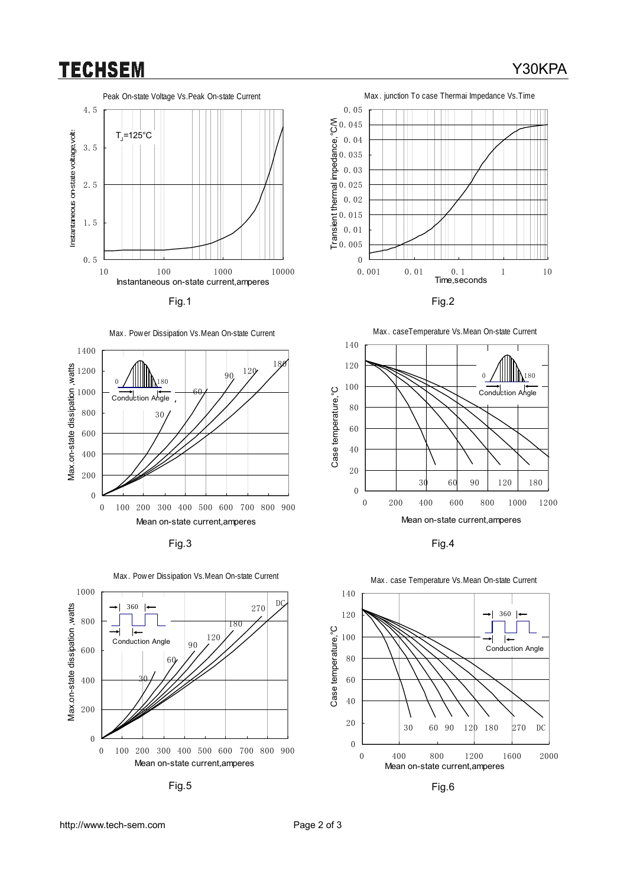Peak On-state Voltage Vs.Peak On-state Current

$T_J$=125°C

Instantaneous on-state voltage,volt

Instantaneous on-state current,amperes

Fig.1

Max. junction To case Thermai Impedance Vs.Time

Transient thermal impedance,°C/W

Time,seconds

Fig.2

Max. Power Dissipation Vs.Mean On-state Current

Conduction Angle

Max.on-state dissipation,watts

Mean on-state current,amperes

Fig.3

Max. caseTemperature Vs.Mean On-state Current

Conduction Angle

Case temperature,°C

Mean on-state current,amperes

Fig.4

Max. Power Dissipation Vs.Mean On-state Current

Conduction Angle

Max.on-state dissipation,watts

Mean on-state current,amperes

Fig.5

Max. case Temperature Vs.Mean On-state Current

Conduction Angle

Case temperature,°C

Mean on-state current,amperes

Fig.6

http://www.tech-sem.com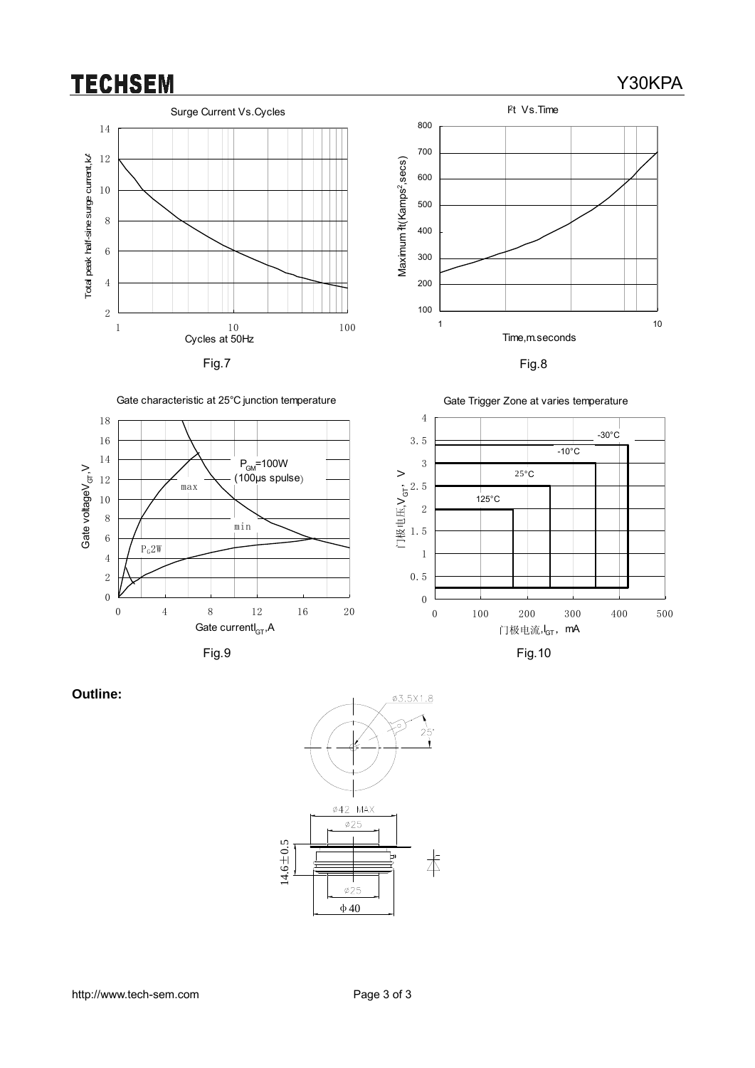Surge Current Vs.Cycles

Total peak half-sine surge current, kA

14
12
10
8
6
4
2

1 10 100

Cycles at 50Hz

Fig.7

$I^2t$ Vs.Time

Maximum $I^2t$(Kamps$^2$,secs)

800
700
600
500
400
300
200
100

1 10

Time,m.seconds

Fig.8

Gate characteristic at 25°C junction temperature

Gate voltage$V_{GT}$, V

18
16
14
12
10
8
6
4
2
0

0 4 8 12 16 20

Gate current$I_{GT}$,A

$P_{GM}$=100W

(100µs spulse)

max

min

$P_G$2W

Fig.9

Gate Trigger Zone at varies temperature

门极电压,$V_{GT}$, V

4
3.5
3
2.5
2
1.5
1
0.5
0

0 100 200 300 400 500

门极电流,$I_{GT}$, mA

-30°C

-10°C

25°C

125°C

Fig.10

**Outline:**

φ3.5X1.8

25°

φ42 MAX

φ25

14.6±0.5

φ25

Φ40